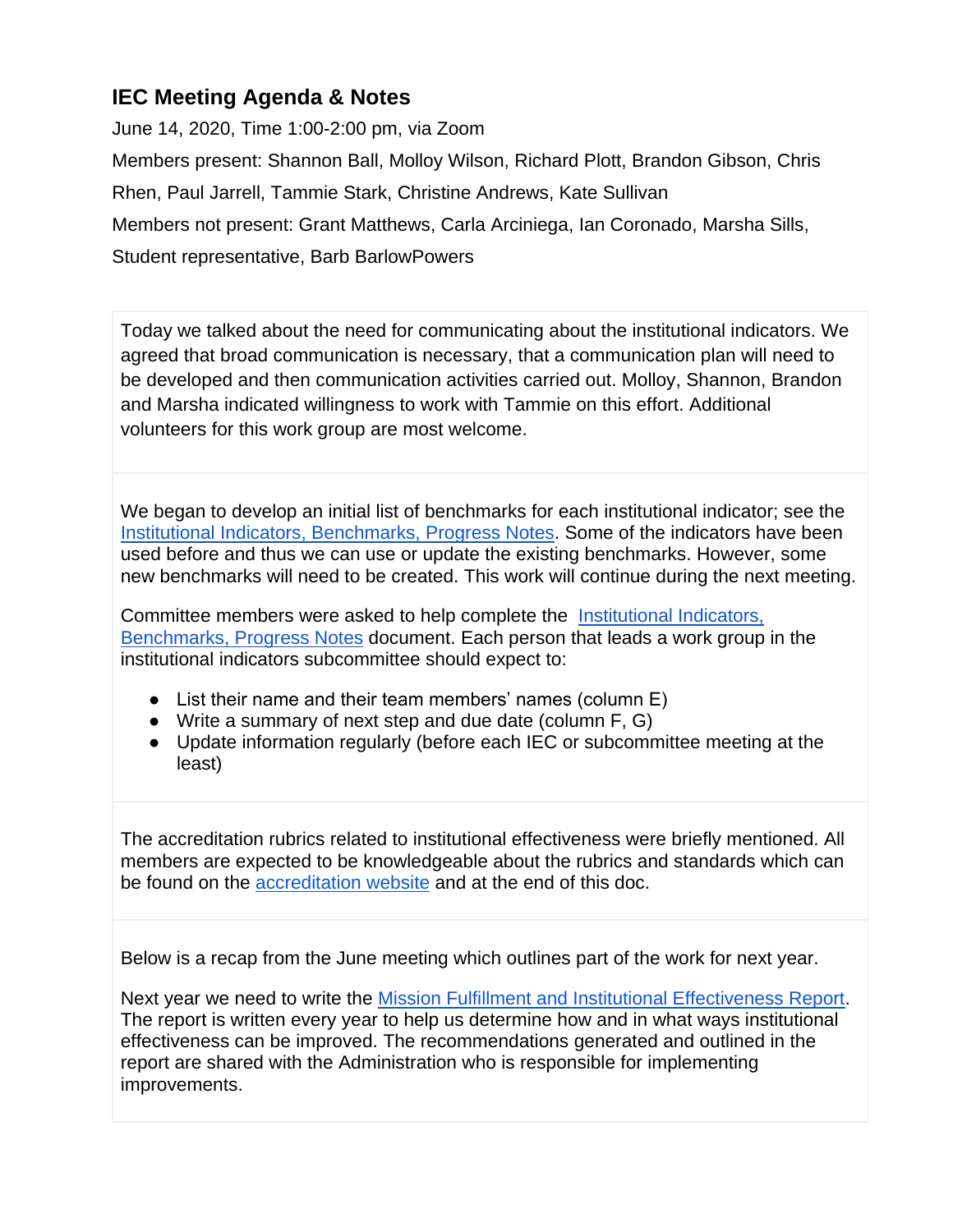## IEC Meeting Agenda & Notes

June 14, 2020, Time 1:00-2:00 pm, via Zoom

Members present: Shannon Ball, Molloy Wilson, Richard Plott, Brandon Gibson, Chris Rhen, Paul Jarrell, Tammie Stark, Christine Andrews, Kate Sullivan

Members not present: Grant Matthews, Carla Arciniega, Ian Coronado, Marsha Sills, Student representative, Barb BarlowPowers

Today we talked about the need for communicating about the institutional indicators. We agreed that broad communication is necessary, that a communication plan will need to be developed and then communication activities carried out. Molloy, Shannon, Brandon and Marsha indicated willingness to work with Tammie on this effort. Additional volunteers for this work group are most welcome.

We began to develop an initial list of benchmarks for each institutional indicator; see the Institutional Indicators, Benchmarks, Progress Notes. Some of the indicators have been used before and thus we can use or update the existing benchmarks. However, some new benchmarks will need to be created. This work will continue during the next meeting.

Committee members were asked to help complete the Institutional Indicators, Benchmarks, Progress Notes document. Each person that leads a work group in the institutional indicators subcommittee should expect to:

- List their name and their team members' names (column E)
- Write a summary of next step and due date (column F, G)
- Update information regularly (before each IEC or subcommittee meeting at the least)

The accreditation rubrics related to institutional effectiveness were briefly mentioned. All members are expected to be knowledgeable about the rubrics and standards which can be found on the accreditation website and at the end of this doc.

Below is a recap from the June meeting which outlines part of the work for next year.

Next year we need to write the Mission Fulfillment and Institutional Effectiveness Report. The report is written every year to help us determine how and in what ways institutional effectiveness can be improved. The recommendations generated and outlined in the report are shared with the Administration who is responsible for implementing improvements.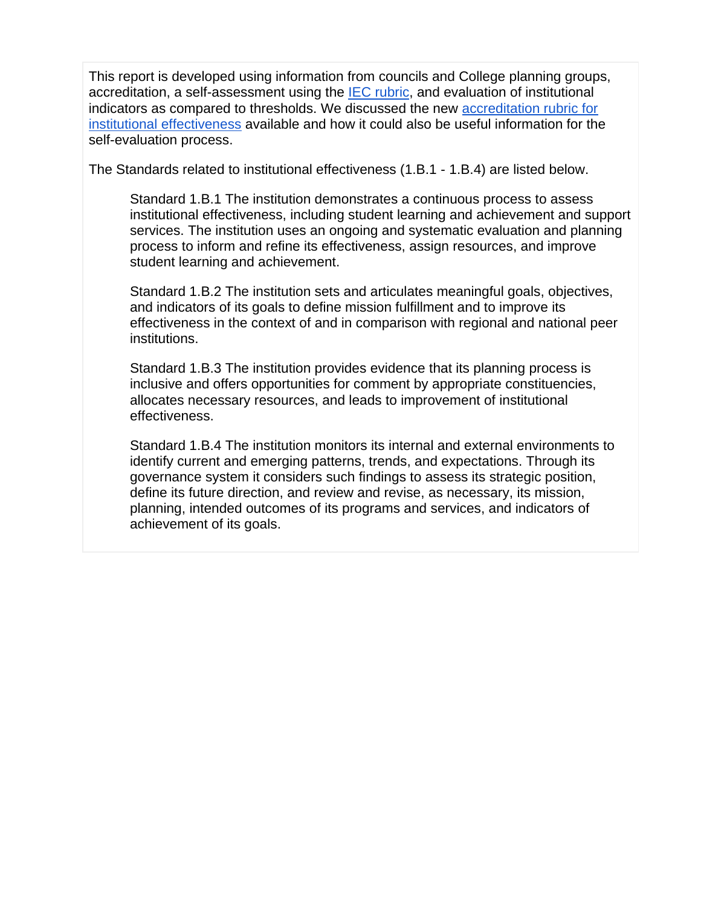This report is developed using information from councils and College planning groups, accreditation, a self-assessment using the [IEC rubric](), and evaluation of institutional indicators as compared to thresholds. We discussed the new [accreditation rubric for institutional effectiveness]() available and how it could also be useful information for the self-evaluation process.

The Standards related to institutional effectiveness (1.B.1 - 1.B.4) are listed below.

> Standard 1.B.1 The institution demonstrates a continuous process to assess institutional effectiveness, including student learning and achievement and support services. The institution uses an ongoing and systematic evaluation and planning process to inform and refine its effectiveness, assign resources, and improve student learning and achievement.
>
> Standard 1.B.2 The institution sets and articulates meaningful goals, objectives, and indicators of its goals to define mission fulfillment and to improve its effectiveness in the context of and in comparison with regional and national peer institutions.
>
> Standard 1.B.3 The institution provides evidence that its planning process is inclusive and offers opportunities for comment by appropriate constituencies, allocates necessary resources, and leads to improvement of institutional effectiveness.
>
> Standard 1.B.4 The institution monitors its internal and external environments to identify current and emerging patterns, trends, and expectations. Through its governance system it considers such findings to assess its strategic position, define its future direction, and review and revise, as necessary, its mission, planning, intended outcomes of its programs and services, and indicators of achievement of its goals.